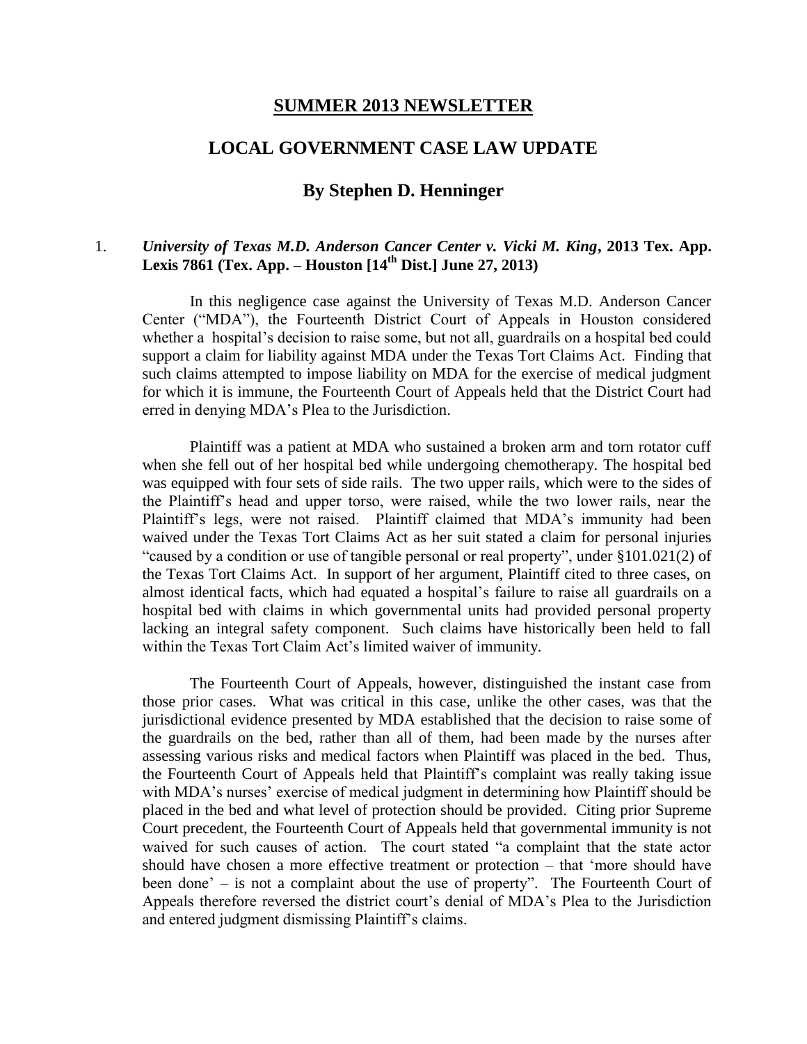# SUMMER 2013 NEWSLETTER

## LOCAL GOVERNMENT CASE LAW UPDATE

### By Stephen D. Henninger

1. ***University of Texas M.D. Anderson Cancer Center v. Vicki M. King*, 2013 Tex. App. Lexis 7861 (Tex. App. – Houston [14th Dist.] June 27, 2013)**

In this negligence case against the University of Texas M.D. Anderson Cancer Center ("MDA"), the Fourteenth District Court of Appeals in Houston considered whether a hospital's decision to raise some, but not all, guardrails on a hospital bed could support a claim for liability against MDA under the Texas Tort Claims Act. Finding that such claims attempted to impose liability on MDA for the exercise of medical judgment for which it is immune, the Fourteenth Court of Appeals held that the District Court had erred in denying MDA's Plea to the Jurisdiction.

Plaintiff was a patient at MDA who sustained a broken arm and torn rotator cuff when she fell out of her hospital bed while undergoing chemotherapy. The hospital bed was equipped with four sets of side rails. The two upper rails, which were to the sides of the Plaintiff's head and upper torso, were raised, while the two lower rails, near the Plaintiff's legs, were not raised. Plaintiff claimed that MDA's immunity had been waived under the Texas Tort Claims Act as her suit stated a claim for personal injuries "caused by a condition or use of tangible personal or real property", under §101.021(2) of the Texas Tort Claims Act. In support of her argument, Plaintiff cited to three cases, on almost identical facts, which had equated a hospital's failure to raise all guardrails on a hospital bed with claims in which governmental units had provided personal property lacking an integral safety component. Such claims have historically been held to fall within the Texas Tort Claim Act's limited waiver of immunity.

The Fourteenth Court of Appeals, however, distinguished the instant case from those prior cases. What was critical in this case, unlike the other cases, was that the jurisdictional evidence presented by MDA established that the decision to raise some of the guardrails on the bed, rather than all of them, had been made by the nurses after assessing various risks and medical factors when Plaintiff was placed in the bed. Thus, the Fourteenth Court of Appeals held that Plaintiff's complaint was really taking issue with MDA's nurses' exercise of medical judgment in determining how Plaintiff should be placed in the bed and what level of protection should be provided. Citing prior Supreme Court precedent, the Fourteenth Court of Appeals held that governmental immunity is not waived for such causes of action. The court stated "a complaint that the state actor should have chosen a more effective treatment or protection – that 'more should have been done' – is not a complaint about the use of property". The Fourteenth Court of Appeals therefore reversed the district court's denial of MDA's Plea to the Jurisdiction and entered judgment dismissing Plaintiff's claims.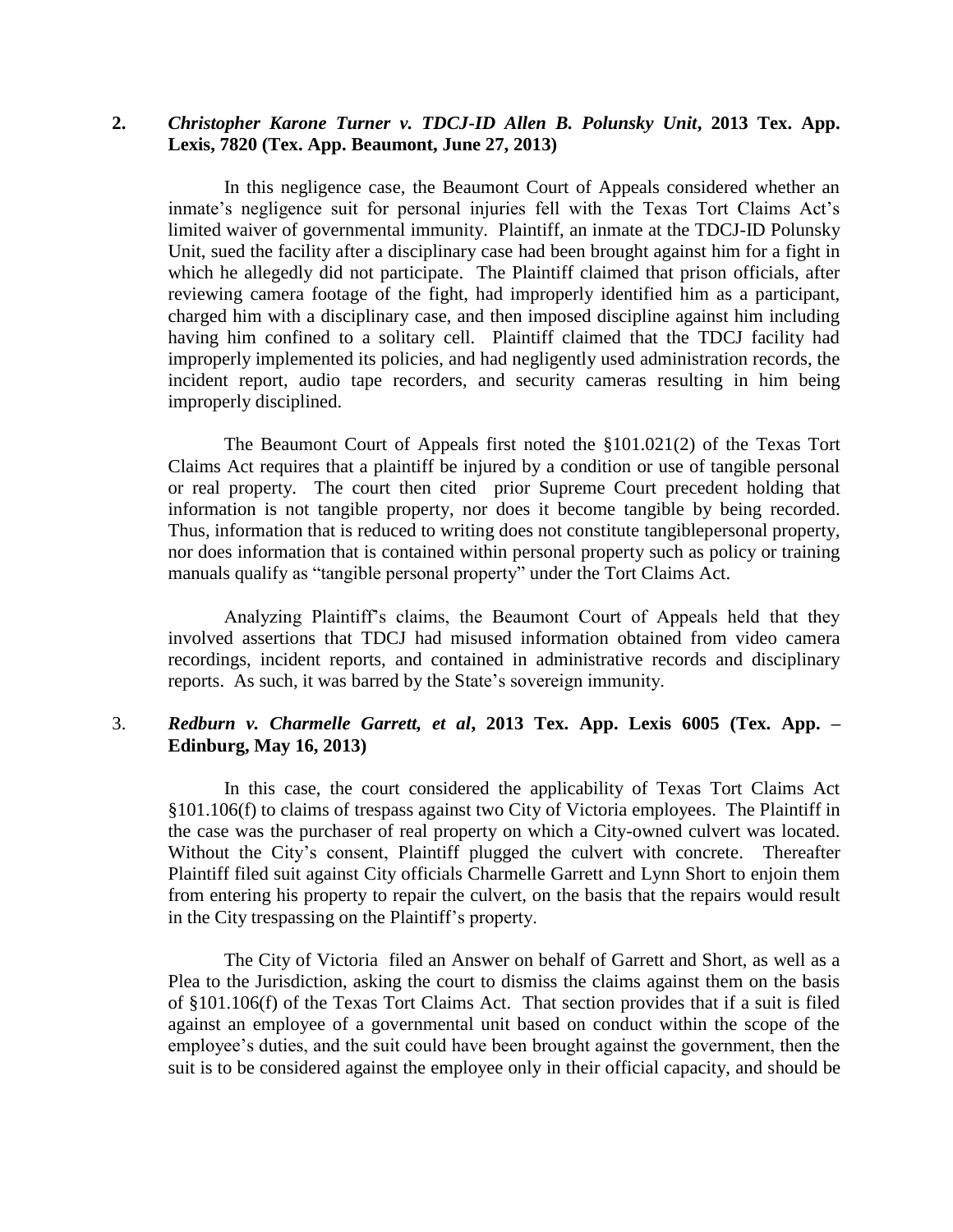**2. *Christopher Karone Turner v. TDCJ-ID Allen B. Polunsky Unit*, 2013 Tex. App. Lexis, 7820 (Tex. App. Beaumont, June 27, 2013)**

In this negligence case, the Beaumont Court of Appeals considered whether an inmate's negligence suit for personal injuries fell with the Texas Tort Claims Act's limited waiver of governmental immunity. Plaintiff, an inmate at the TDCJ-ID Polunsky Unit, sued the facility after a disciplinary case had been brought against him for a fight in which he allegedly did not participate. The Plaintiff claimed that prison officials, after reviewing camera footage of the fight, had improperly identified him as a participant, charged him with a disciplinary case, and then imposed discipline against him including having him confined to a solitary cell. Plaintiff claimed that the TDCJ facility had improperly implemented its policies, and had negligently used administration records, the incident report, audio tape recorders, and security cameras resulting in him being improperly disciplined.

The Beaumont Court of Appeals first noted the §101.021(2) of the Texas Tort Claims Act requires that a plaintiff be injured by a condition or use of tangible personal or real property. The court then cited prior Supreme Court precedent holding that information is not tangible property, nor does it become tangible by being recorded. Thus, information that is reduced to writing does not constitute tangiblepersonal property, nor does information that is contained within personal property such as policy or training manuals qualify as "tangible personal property" under the Tort Claims Act.

Analyzing Plaintiff's claims, the Beaumont Court of Appeals held that they involved assertions that TDCJ had misused information obtained from video camera recordings, incident reports, and contained in administrative records and disciplinary reports. As such, it was barred by the State's sovereign immunity.

**3. *Redburn v. Charmelle Garrett, et al*, 2013 Tex. App. Lexis 6005 (Tex. App. – Edinburg, May 16, 2013)**

In this case, the court considered the applicability of Texas Tort Claims Act §101.106(f) to claims of trespass against two City of Victoria employees. The Plaintiff in the case was the purchaser of real property on which a City-owned culvert was located. Without the City's consent, Plaintiff plugged the culvert with concrete. Thereafter Plaintiff filed suit against City officials Charmelle Garrett and Lynn Short to enjoin them from entering his property to repair the culvert, on the basis that the repairs would result in the City trespassing on the Plaintiff's property.

The City of Victoria filed an Answer on behalf of Garrett and Short, as well as a Plea to the Jurisdiction, asking the court to dismiss the claims against them on the basis of §101.106(f) of the Texas Tort Claims Act. That section provides that if a suit is filed against an employee of a governmental unit based on conduct within the scope of the employee's duties, and the suit could have been brought against the government, then the suit is to be considered against the employee only in their official capacity, and should be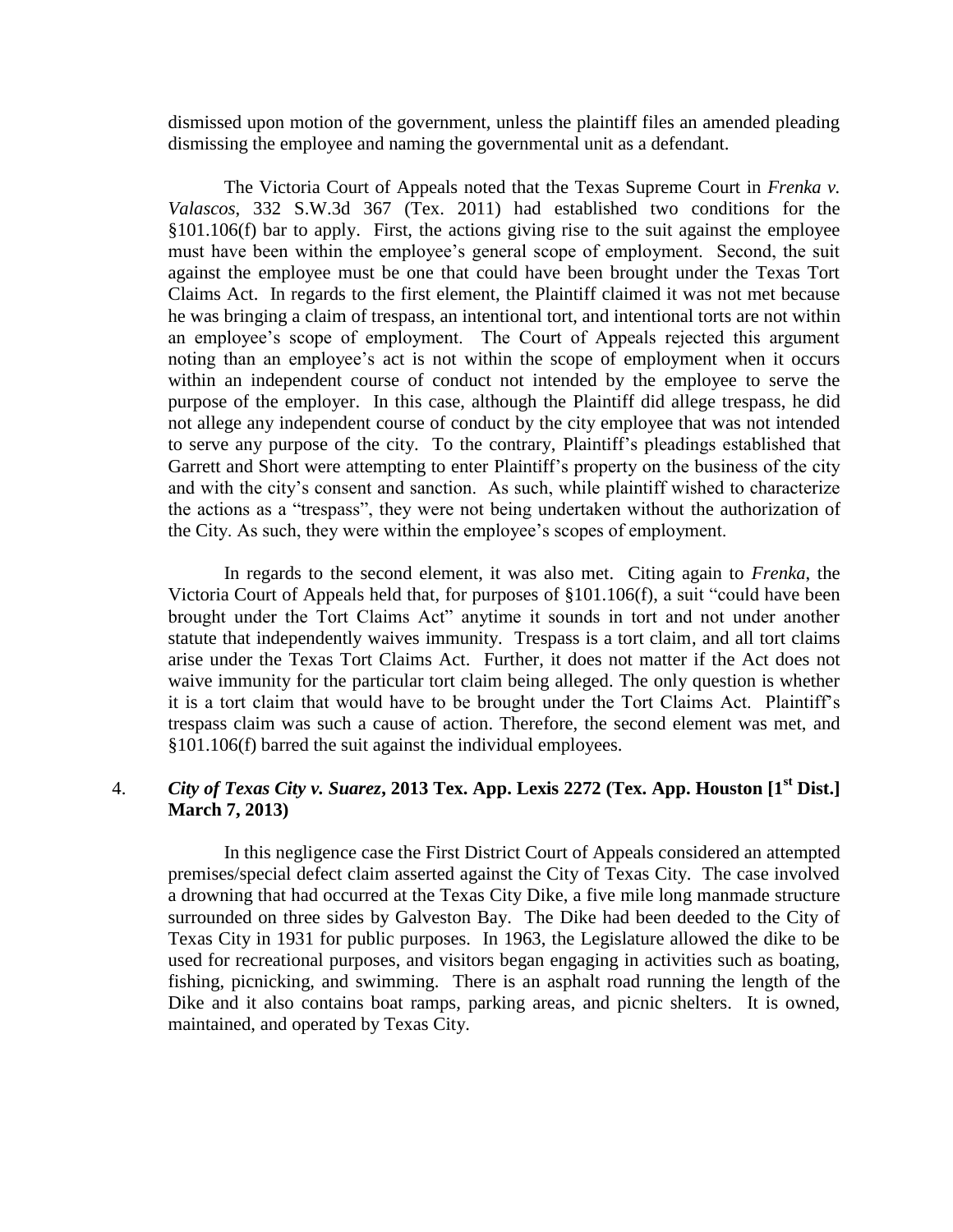dismissed upon motion of the government, unless the plaintiff files an amended pleading dismissing the employee and naming the governmental unit as a defendant.

The Victoria Court of Appeals noted that the Texas Supreme Court in *Frenka v. Valascos*, 332 S.W.3d 367 (Tex. 2011) had established two conditions for the §101.106(f) bar to apply. First, the actions giving rise to the suit against the employee must have been within the employee's general scope of employment. Second, the suit against the employee must be one that could have been brought under the Texas Tort Claims Act. In regards to the first element, the Plaintiff claimed it was not met because he was bringing a claim of trespass, an intentional tort, and intentional torts are not within an employee's scope of employment. The Court of Appeals rejected this argument noting than an employee's act is not within the scope of employment when it occurs within an independent course of conduct not intended by the employee to serve the purpose of the employer. In this case, although the Plaintiff did allege trespass, he did not allege any independent course of conduct by the city employee that was not intended to serve any purpose of the city. To the contrary, Plaintiff's pleadings established that Garrett and Short were attempting to enter Plaintiff's property on the business of the city and with the city's consent and sanction. As such, while plaintiff wished to characterize the actions as a "trespass", they were not being undertaken without the authorization of the City. As such, they were within the employee's scopes of employment.

In regards to the second element, it was also met. Citing again to *Frenka*, the Victoria Court of Appeals held that, for purposes of §101.106(f), a suit "could have been brought under the Tort Claims Act" anytime it sounds in tort and not under another statute that independently waives immunity. Trespass is a tort claim, and all tort claims arise under the Texas Tort Claims Act. Further, it does not matter if the Act does not waive immunity for the particular tort claim being alleged. The only question is whether it is a tort claim that would have to be brought under the Tort Claims Act. Plaintiff's trespass claim was such a cause of action. Therefore, the second element was met, and §101.106(f) barred the suit against the individual employees.

### 4. *City of Texas City v. Suarez*, 2013 Tex. App. Lexis 2272 (Tex. App. Houston [1st Dist.] March 7, 2013)

In this negligence case the First District Court of Appeals considered an attempted premises/special defect claim asserted against the City of Texas City. The case involved a drowning that had occurred at the Texas City Dike, a five mile long manmade structure surrounded on three sides by Galveston Bay. The Dike had been deeded to the City of Texas City in 1931 for public purposes. In 1963, the Legislature allowed the dike to be used for recreational purposes, and visitors began engaging in activities such as boating, fishing, picnicking, and swimming. There is an asphalt road running the length of the Dike and it also contains boat ramps, parking areas, and picnic shelters. It is owned, maintained, and operated by Texas City.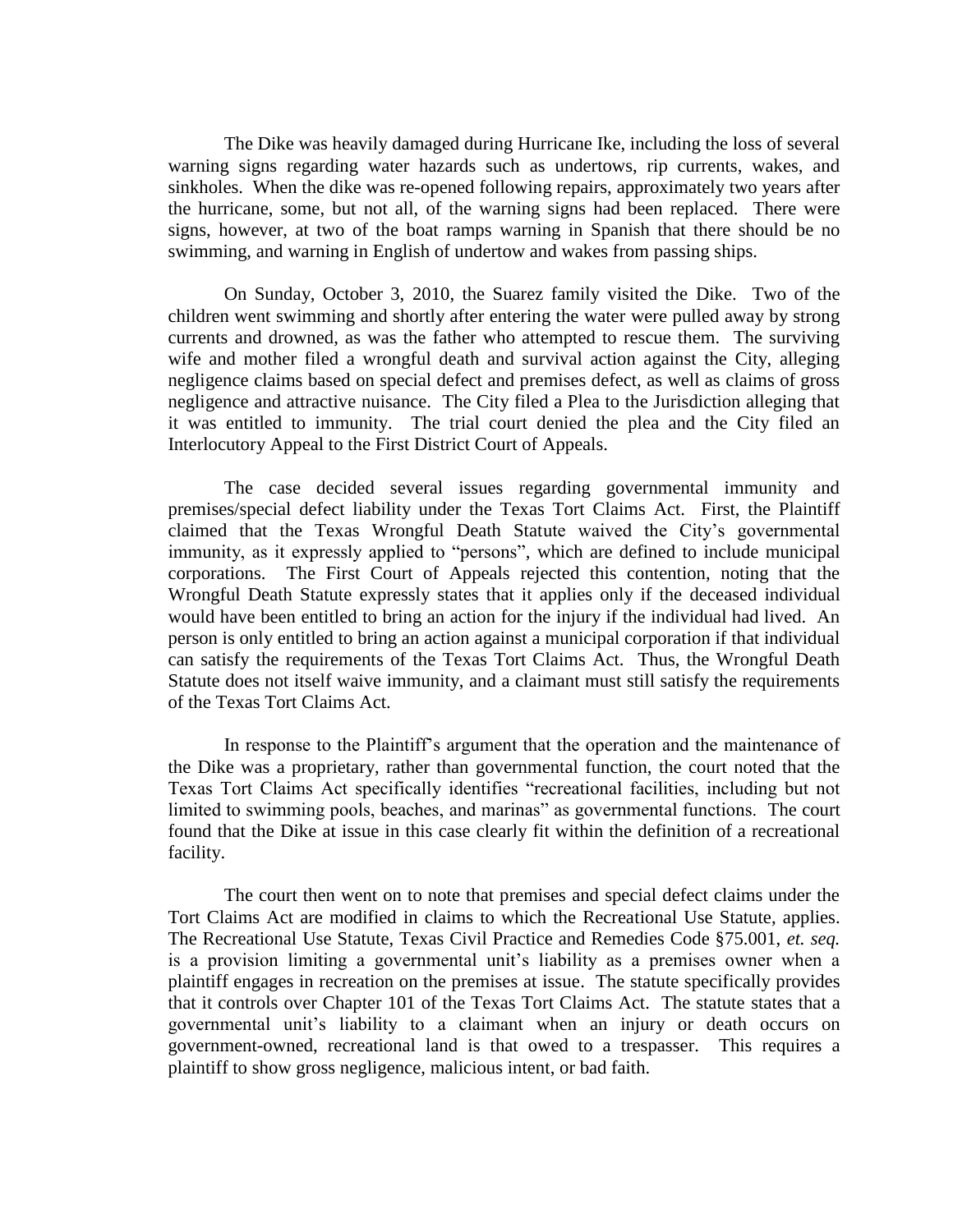The Dike was heavily damaged during Hurricane Ike, including the loss of several warning signs regarding water hazards such as undertows, rip currents, wakes, and sinkholes. When the dike was re-opened following repairs, approximately two years after the hurricane, some, but not all, of the warning signs had been replaced. There were signs, however, at two of the boat ramps warning in Spanish that there should be no swimming, and warning in English of undertow and wakes from passing ships.

On Sunday, October 3, 2010, the Suarez family visited the Dike. Two of the children went swimming and shortly after entering the water were pulled away by strong currents and drowned, as was the father who attempted to rescue them. The surviving wife and mother filed a wrongful death and survival action against the City, alleging negligence claims based on special defect and premises defect, as well as claims of gross negligence and attractive nuisance. The City filed a Plea to the Jurisdiction alleging that it was entitled to immunity. The trial court denied the plea and the City filed an Interlocutory Appeal to the First District Court of Appeals.

The case decided several issues regarding governmental immunity and premises/special defect liability under the Texas Tort Claims Act. First, the Plaintiff claimed that the Texas Wrongful Death Statute waived the City's governmental immunity, as it expressly applied to "persons", which are defined to include municipal corporations. The First Court of Appeals rejected this contention, noting that the Wrongful Death Statute expressly states that it applies only if the deceased individual would have been entitled to bring an action for the injury if the individual had lived. An person is only entitled to bring an action against a municipal corporation if that individual can satisfy the requirements of the Texas Tort Claims Act. Thus, the Wrongful Death Statute does not itself waive immunity, and a claimant must still satisfy the requirements of the Texas Tort Claims Act.

In response to the Plaintiff's argument that the operation and the maintenance of the Dike was a proprietary, rather than governmental function, the court noted that the Texas Tort Claims Act specifically identifies "recreational facilities, including but not limited to swimming pools, beaches, and marinas" as governmental functions. The court found that the Dike at issue in this case clearly fit within the definition of a recreational facility.

The court then went on to note that premises and special defect claims under the Tort Claims Act are modified in claims to which the Recreational Use Statute, applies. The Recreational Use Statute, Texas Civil Practice and Remedies Code §75.001, *et. seq.* is a provision limiting a governmental unit's liability as a premises owner when a plaintiff engages in recreation on the premises at issue. The statute specifically provides that it controls over Chapter 101 of the Texas Tort Claims Act. The statute states that a governmental unit's liability to a claimant when an injury or death occurs on government-owned, recreational land is that owed to a trespasser. This requires a plaintiff to show gross negligence, malicious intent, or bad faith.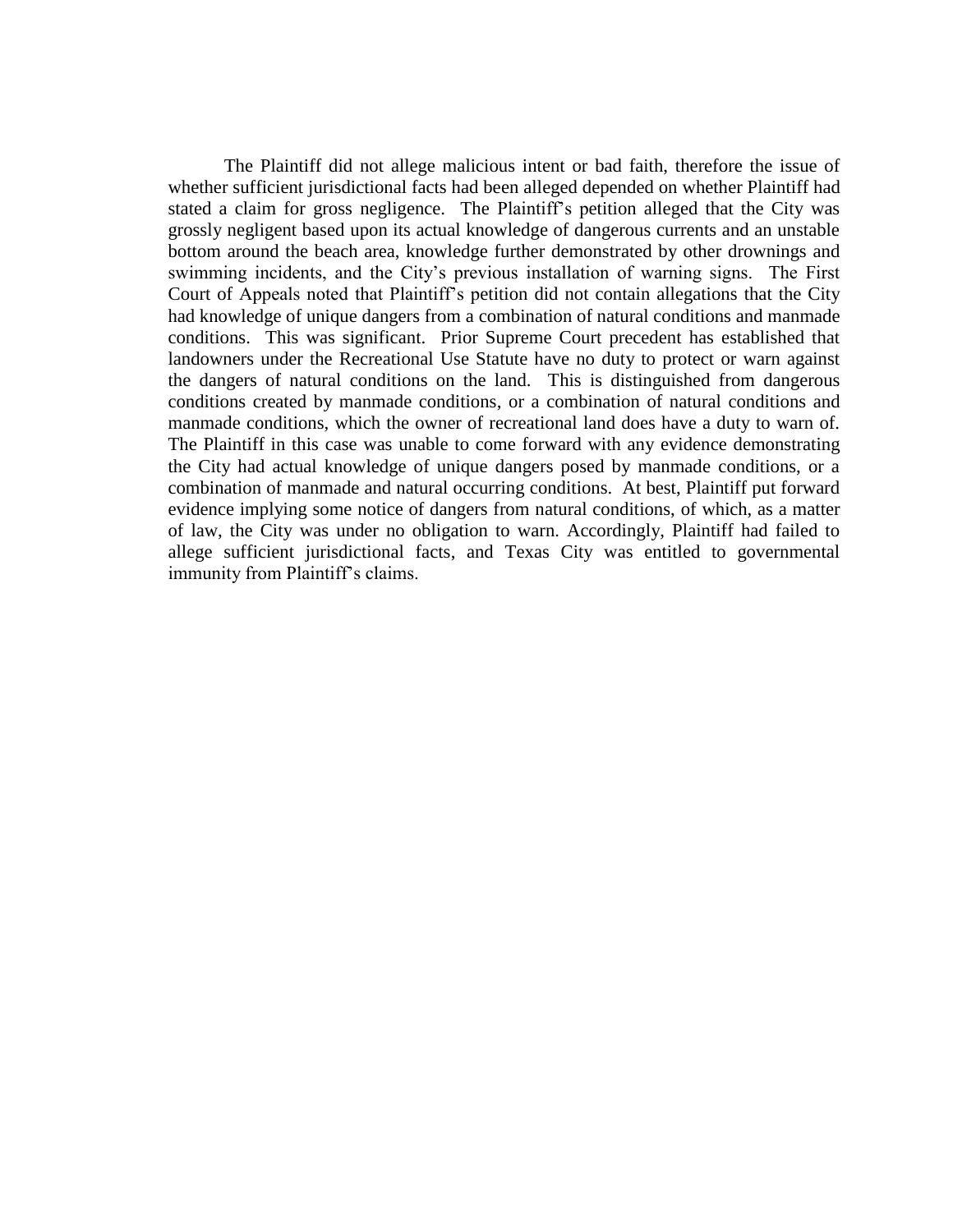The Plaintiff did not allege malicious intent or bad faith, therefore the issue of whether sufficient jurisdictional facts had been alleged depended on whether Plaintiff had stated a claim for gross negligence. The Plaintiff's petition alleged that the City was grossly negligent based upon its actual knowledge of dangerous currents and an unstable bottom around the beach area, knowledge further demonstrated by other drownings and swimming incidents, and the City's previous installation of warning signs. The First Court of Appeals noted that Plaintiff's petition did not contain allegations that the City had knowledge of unique dangers from a combination of natural conditions and manmade conditions. This was significant. Prior Supreme Court precedent has established that landowners under the Recreational Use Statute have no duty to protect or warn against the dangers of natural conditions on the land. This is distinguished from dangerous conditions created by manmade conditions, or a combination of natural conditions and manmade conditions, which the owner of recreational land does have a duty to warn of. The Plaintiff in this case was unable to come forward with any evidence demonstrating the City had actual knowledge of unique dangers posed by manmade conditions, or a combination of manmade and natural occurring conditions. At best, Plaintiff put forward evidence implying some notice of dangers from natural conditions, of which, as a matter of law, the City was under no obligation to warn. Accordingly, Plaintiff had failed to allege sufficient jurisdictional facts, and Texas City was entitled to governmental immunity from Plaintiff's claims.